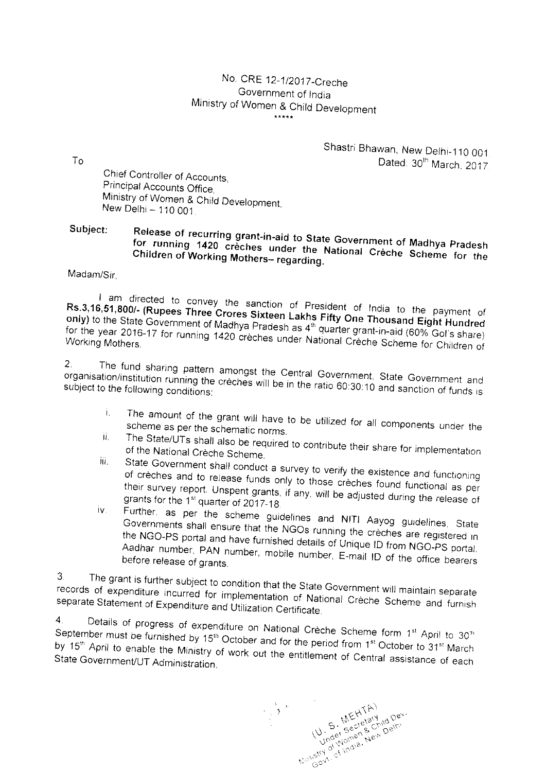No. CRE 12-1/2017-Creche
Government of India
Ministry of Women & Child Development
\*\*\*\*\*

Shastri Bhawan, New Delhi-110 001.
Dated: 30th March, 2017

To

Chief Controller of Accounts,
Principal Accounts Office,
Ministry of Women & Child Development,
New Delhi – 110 001.

**Subject: Release of recurring grant-in-aid to State Government of Madhya Pradesh for running 1420 crèches under the National Crèche Scheme for the Children of Working Mothers– regarding.**

Madam/Sir,

I am directed to convey the sanction of President of India to the payment of **Rs.3,16,51,800/- (Rupees Three Crores Sixteen Lakhs Fifty One Thousand Eight Hundred only)** to the State Government of Madhya Pradesh as 4th quarter grant-in-aid (60% GoI's share) for the year 2016-17 for running 1420 crèches under National Crèche Scheme for Children of Working Mothers.

2. The fund sharing pattern amongst the Central Government, State Government and organisation/institution running the crèches will be in the ratio 60:30:10 and sanction of funds is subject to the following conditions:

   i. The amount of the grant will have to be utilized for all components under the scheme as per the schematic norms.
   ii. The State/UTs shall also be required to contribute their share for implementation of the National Crèche Scheme.
   iii. State Government shall conduct a survey to verify the existence and functioning of crèches and to release funds only to those crèches found functional as per their survey report. Unspent grants, if any, will be adjusted during the release of grants for the 1st quarter of 2017-18.
   iv. Further, as per the scheme guidelines and NITI Aayog guidelines, State Governments shall ensure that the NGOs running the crèches are registered in the NGO-PS portal and have furnished details of Unique ID from NGO-PS portal, Aadhar number, PAN number, mobile number, E-mail ID of the office bearers before release of grants.

3. The grant is further subject to condition that the State Government will maintain separate records of expenditure incurred for implementation of National Crèche Scheme and furnish separate Statement of Expenditure and Utilization Certificate.

4. Details of progress of expenditure on National Crèche Scheme form 1st April to 30th September must be furnished by 15th October and for the period from 1st October to 31st March by 15th April to enable the Ministry of work out the entitlement of Central assistance of each State Government/UT Administration.

(U. S. MEHTA)
Under Secretary
Ministry of Women & Child Dev.
Govt. of India, New Delhi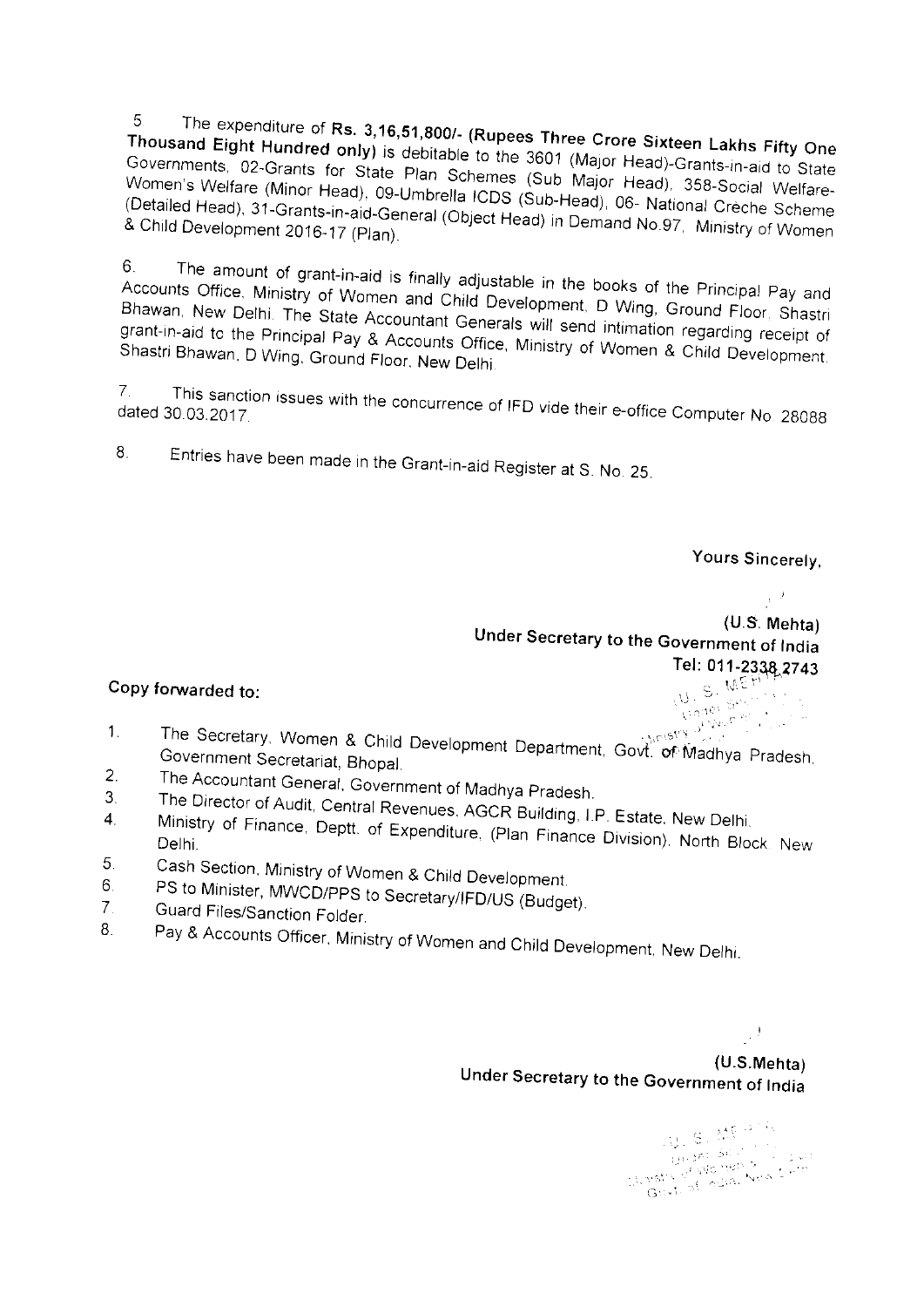5. The expenditure of **Rs. 3,16,51,800/- (Rupees Three Crore Sixteen Lakhs Fifty One Thousand Eight Hundred only)** is debitable to the 3601 (Major Head)-Grants-in-aid to State Governments, 02-Grants for State Plan Schemes (Sub Major Head), 358-Social Welfare-Women's Welfare (Minor Head), 09-Umbrella ICDS (Sub-Head), 06- National Crèche Scheme (Detailed Head), 31-Grants-in-aid-General (Object Head) in Demand No.97, Ministry of Women & Child Development 2016-17 (Plan).

6. The amount of grant-in-aid is finally adjustable in the books of the Principal Pay and Accounts Office, Ministry of Women and Child Development, D Wing, Ground Floor, Shastri Bhawan, New Delhi. The State Accountant Generals will send intimation regarding receipt of grant-in-aid to the Principal Pay & Accounts Office, Ministry of Women & Child Development, Shastri Bhawan, D Wing, Ground Floor, New Delhi.

7. This sanction issues with the concurrence of IFD vide their e-office Computer No. 28088 dated 30.03.2017.

8. Entries have been made in the Grant-in-aid Register at S. No. 25.

**Yours Sincerely,**

**(U.S. Mehta)**
**Under Secretary to the Government of India**
**Tel: 011-23382743**

**Copy forwarded to:**

1. The Secretary, Women & Child Development Department, Govt. of Madhya Pradesh, Government Secretariat, Bhopal.
2. The Accountant General, Government of Madhya Pradesh.
3. The Director of Audit, Central Revenues, AGCR Building, I.P. Estate, New Delhi.
4. Ministry of Finance, Deptt. of Expenditure, (Plan Finance Division), North Block, New Delhi.
5. Cash Section, Ministry of Women & Child Development.
6. PS to Minister, MWCD/PPS to Secretary/IFD/US (Budget).
7. Guard Files/Sanction Folder.
8. Pay & Accounts Officer, Ministry of Women and Child Development, New Delhi.

**(U.S.Mehta)**
**Under Secretary to the Government of India**